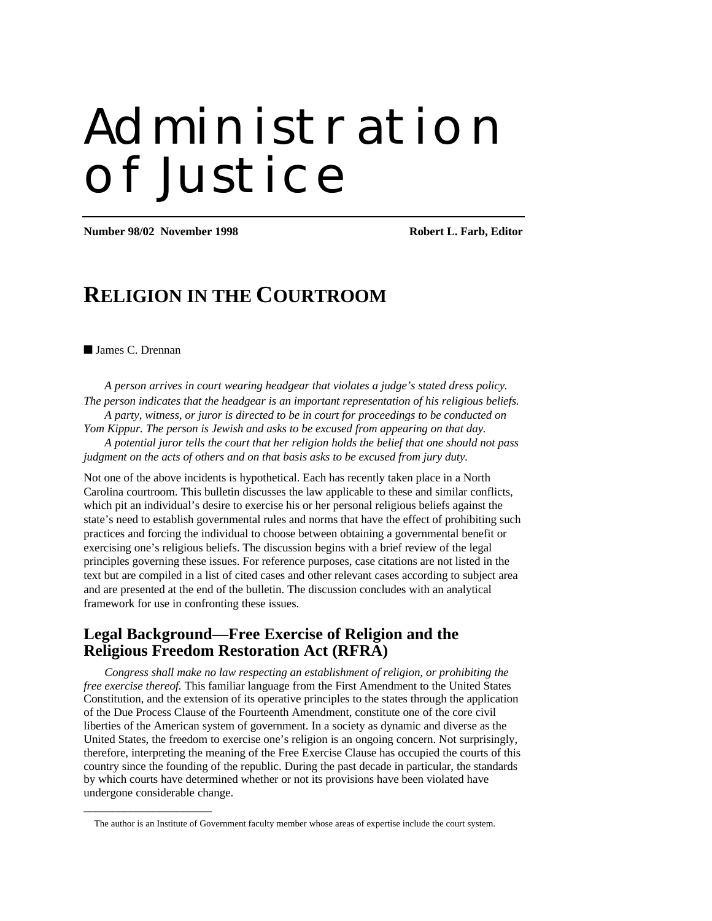# Administration of Justice

**Number 98/02 November 1998** **Robert L. Farb, Editor**

## RELIGION IN THE COURTROOM

■ James C. Drennan

*A person arrives in court wearing headgear that violates a judge's stated dress policy. The person indicates that the headgear is an important representation of his religious beliefs.*

*A party, witness, or juror is directed to be in court for proceedings to be conducted on Yom Kippur. The person is Jewish and asks to be excused from appearing on that day.*

*A potential juror tells the court that her religion holds the belief that one should not pass judgment on the acts of others and on that basis asks to be excused from jury duty.*

Not one of the above incidents is hypothetical. Each has recently taken place in a North Carolina courtroom. This bulletin discusses the law applicable to these and similar conflicts, which pit an individual's desire to exercise his or her personal religious beliefs against the state's need to establish governmental rules and norms that have the effect of prohibiting such practices and forcing the individual to choose between obtaining a governmental benefit or exercising one's religious beliefs. The discussion begins with a brief review of the legal principles governing these issues. For reference purposes, case citations are not listed in the text but are compiled in a list of cited cases and other relevant cases according to subject area and are presented at the end of the bulletin. The discussion concludes with an analytical framework for use in confronting these issues.

### Legal Background—Free Exercise of Religion and the Religious Freedom Restoration Act (RFRA)

*Congress shall make no law respecting an establishment of religion, or prohibiting the free exercise thereof.* This familiar language from the First Amendment to the United States Constitution, and the extension of its operative principles to the states through the application of the Due Process Clause of the Fourteenth Amendment, constitute one of the core civil liberties of the American system of government. In a society as dynamic and diverse as the United States, the freedom to exercise one's religion is an ongoing concern. Not surprisingly, therefore, interpreting the meaning of the Free Exercise Clause has occupied the courts of this country since the founding of the republic. During the past decade in particular, the standards by which courts have determined whether or not its provisions have been violated have undergone considerable change.

---

The author is an Institute of Government faculty member whose areas of expertise include the court system.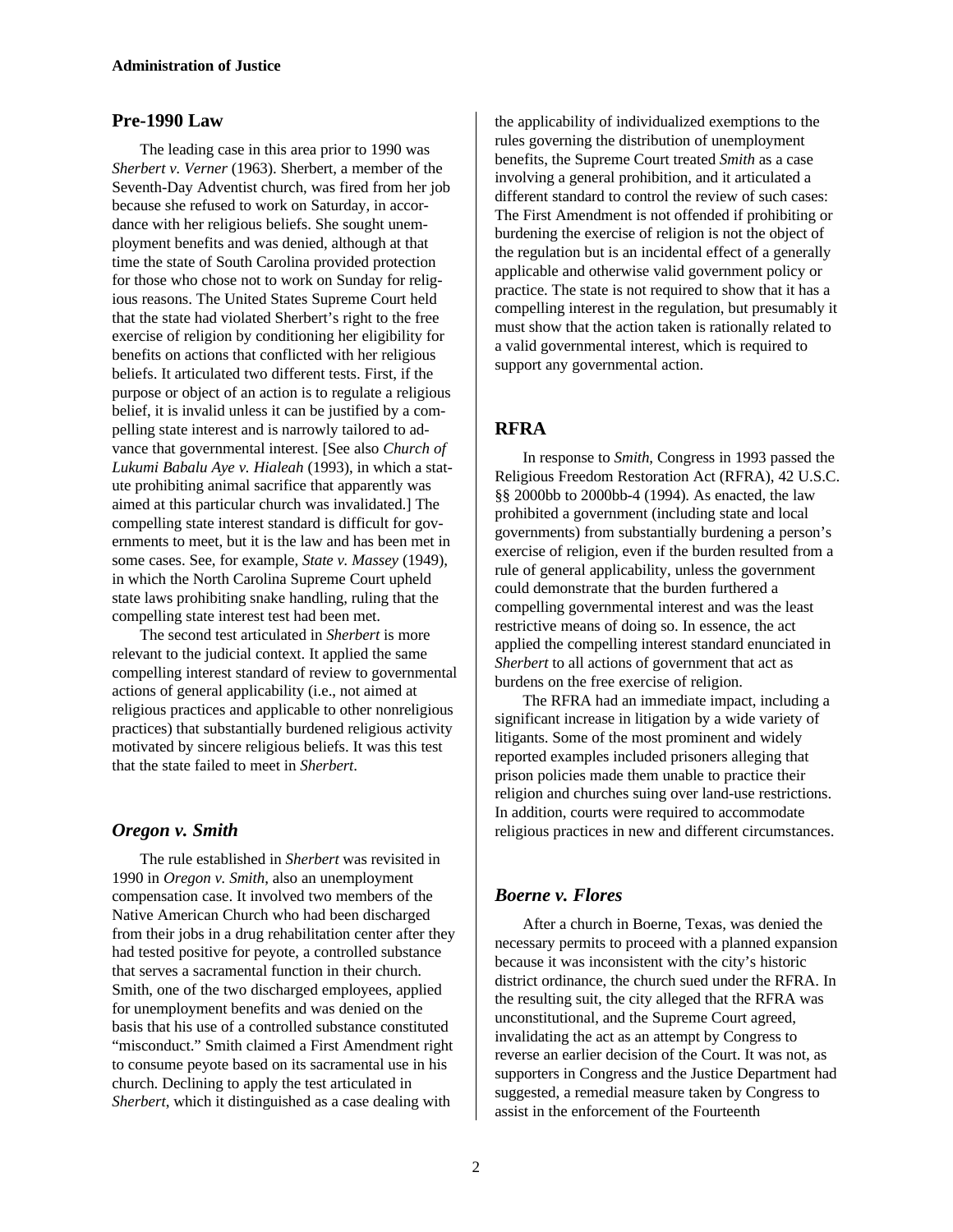## Pre-1990 Law

The leading case in this area prior to 1990 was *Sherbert v. Verner* (1963). Sherbert, a member of the Seventh-Day Adventist church, was fired from her job because she refused to work on Saturday, in accordance with her religious beliefs. She sought unemployment benefits and was denied, although at that time the state of South Carolina provided protection for those who chose not to work on Sunday for religious reasons. The United States Supreme Court held that the state had violated Sherbert's right to the free exercise of religion by conditioning her eligibility for benefits on actions that conflicted with her religious beliefs. It articulated two different tests. First, if the purpose or object of an action is to regulate a religious belief, it is invalid unless it can be justified by a compelling state interest and is narrowly tailored to advance that governmental interest. [See also *Church of Lukumi Babalu Aye v. Hialeah* (1993), in which a statute prohibiting animal sacrifice that apparently was aimed at this particular church was invalidated.] The compelling state interest standard is difficult for governments to meet, but it is the law and has been met in some cases. See, for example, *State v. Massey* (1949), in which the North Carolina Supreme Court upheld state laws prohibiting snake handling, ruling that the compelling state interest test had been met.

The second test articulated in *Sherbert* is more relevant to the judicial context. It applied the same compelling interest standard of review to governmental actions of general applicability (i.e., not aimed at religious practices and applicable to other nonreligious practices) that substantially burdened religious activity motivated by sincere religious beliefs. It was this test that the state failed to meet in *Sherbert*.

## *Oregon v. Smith*

The rule established in *Sherbert* was revisited in 1990 in *Oregon v. Smith*, also an unemployment compensation case. It involved two members of the Native American Church who had been discharged from their jobs in a drug rehabilitation center after they had tested positive for peyote, a controlled substance that serves a sacramental function in their church. Smith, one of the two discharged employees, applied for unemployment benefits and was denied on the basis that his use of a controlled substance constituted "misconduct." Smith claimed a First Amendment right to consume peyote based on its sacramental use in his church. Declining to apply the test articulated in *Sherbert*, which it distinguished as a case dealing with the applicability of individualized exemptions to the rules governing the distribution of unemployment benefits, the Supreme Court treated *Smith* as a case involving a general prohibition, and it articulated a different standard to control the review of such cases: The First Amendment is not offended if prohibiting or burdening the exercise of religion is not the object of the regulation but is an incidental effect of a generally applicable and otherwise valid government policy or practice. The state is not required to show that it has a compelling interest in the regulation, but presumably it must show that the action taken is rationally related to a valid governmental interest, which is required to support any governmental action.

## RFRA

In response to *Smith*, Congress in 1993 passed the Religious Freedom Restoration Act (RFRA), 42 U.S.C. §§ 2000bb to 2000bb-4 (1994). As enacted, the law prohibited a government (including state and local governments) from substantially burdening a person's exercise of religion, even if the burden resulted from a rule of general applicability, unless the government could demonstrate that the burden furthered a compelling governmental interest and was the least restrictive means of doing so. In essence, the act applied the compelling interest standard enunciated in *Sherbert* to all actions of government that act as burdens on the free exercise of religion.

The RFRA had an immediate impact, including a significant increase in litigation by a wide variety of litigants. Some of the most prominent and widely reported examples included prisoners alleging that prison policies made them unable to practice their religion and churches suing over land-use restrictions. In addition, courts were required to accommodate religious practices in new and different circumstances.

## *Boerne v. Flores*

After a church in Boerne, Texas, was denied the necessary permits to proceed with a planned expansion because it was inconsistent with the city's historic district ordinance, the church sued under the RFRA. In the resulting suit, the city alleged that the RFRA was unconstitutional, and the Supreme Court agreed, invalidating the act as an attempt by Congress to reverse an earlier decision of the Court. It was not, as supporters in Congress and the Justice Department had suggested, a remedial measure taken by Congress to assist in the enforcement of the Fourteenth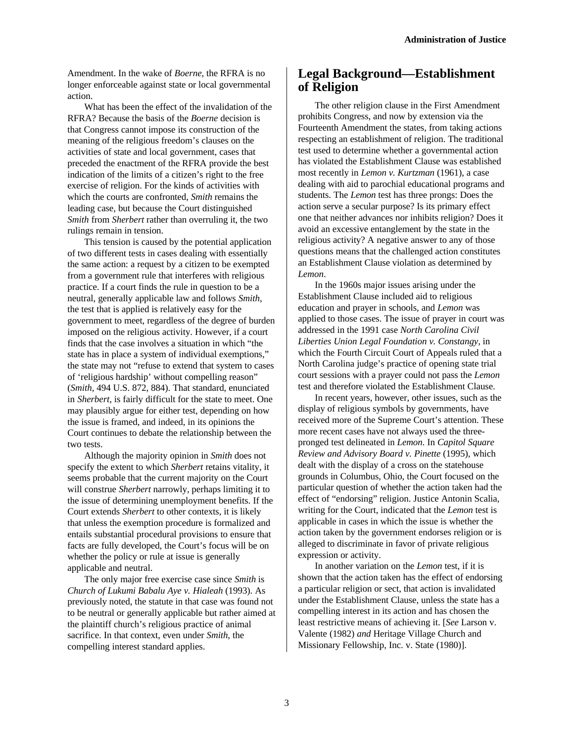Amendment. In the wake of *Boerne*, the RFRA is no longer enforceable against state or local governmental action.

What has been the effect of the invalidation of the RFRA? Because the basis of the *Boerne* decision is that Congress cannot impose its construction of the meaning of the religious freedom's clauses on the activities of state and local government, cases that preceded the enactment of the RFRA provide the best indication of the limits of a citizen's right to the free exercise of religion. For the kinds of activities with which the courts are confronted, *Smith* remains the leading case, but because the Court distinguished *Smith* from *Sherbert* rather than overruling it, the two rulings remain in tension.

This tension is caused by the potential application of two different tests in cases dealing with essentially the same action: a request by a citizen to be exempted from a government rule that interferes with religious practice. If a court finds the rule in question to be a neutral, generally applicable law and follows *Smith*, the test that is applied is relatively easy for the government to meet, regardless of the degree of burden imposed on the religious activity. However, if a court finds that the case involves a situation in which "the state has in place a system of individual exemptions," the state may not "refuse to extend that system to cases of 'religious hardship' without compelling reason" (*Smith*, 494 U.S. 872, 884). That standard, enunciated in *Sherbert*, is fairly difficult for the state to meet. One may plausibly argue for either test, depending on how the issue is framed, and indeed, in its opinions the Court continues to debate the relationship between the two tests.

Although the majority opinion in *Smith* does not specify the extent to which *Sherbert* retains vitality, it seems probable that the current majority on the Court will construe *Sherbert* narrowly, perhaps limiting it to the issue of determining unemployment benefits. If the Court extends *Sherbert* to other contexts, it is likely that unless the exemption procedure is formalized and entails substantial procedural provisions to ensure that facts are fully developed, the Court's focus will be on whether the policy or rule at issue is generally applicable and neutral.

The only major free exercise case since *Smith* is *Church of Lukumi Babalu Aye v. Hialeah* (1993). As previously noted, the statute in that case was found not to be neutral or generally applicable but rather aimed at the plaintiff church's religious practice of animal sacrifice. In that context, even under *Smith*, the compelling interest standard applies.

## Legal Background—Establishment of Religion

The other religion clause in the First Amendment prohibits Congress, and now by extension via the Fourteenth Amendment the states, from taking actions respecting an establishment of religion. The traditional test used to determine whether a governmental action has violated the Establishment Clause was established most recently in *Lemon v. Kurtzman* (1961), a case dealing with aid to parochial educational programs and students. The *Lemon* test has three prongs: Does the action serve a secular purpose? Is its primary effect one that neither advances nor inhibits religion? Does it avoid an excessive entanglement by the state in the religious activity? A negative answer to any of those questions means that the challenged action constitutes an Establishment Clause violation as determined by *Lemon*.

In the 1960s major issues arising under the Establishment Clause included aid to religious education and prayer in schools, and *Lemon* was applied to those cases. The issue of prayer in court was addressed in the 1991 case *North Carolina Civil Liberties Union Legal Foundation v. Constangy*, in which the Fourth Circuit Court of Appeals ruled that a North Carolina judge's practice of opening state trial court sessions with a prayer could not pass the *Lemon* test and therefore violated the Establishment Clause.

In recent years, however, other issues, such as the display of religious symbols by governments, have received more of the Supreme Court's attention. These more recent cases have not always used the three-pronged test delineated in *Lemon*. In *Capitol Square Review and Advisory Board v. Pinette* (1995), which dealt with the display of a cross on the statehouse grounds in Columbus, Ohio, the Court focused on the particular question of whether the action taken had the effect of "endorsing" religion. Justice Antonin Scalia, writing for the Court, indicated that the *Lemon* test is applicable in cases in which the issue is whether the action taken by the government endorses religion or is alleged to discriminate in favor of private religious expression or activity.

In another variation on the *Lemon* test, if it is shown that the action taken has the effect of endorsing a particular religion or sect, that action is invalidated under the Establishment Clause, unless the state has a compelling interest in its action and has chosen the least restrictive means of achieving it. [*See* Larson v. Valente (1982) *and* Heritage Village Church and Missionary Fellowship, Inc. v. State (1980)].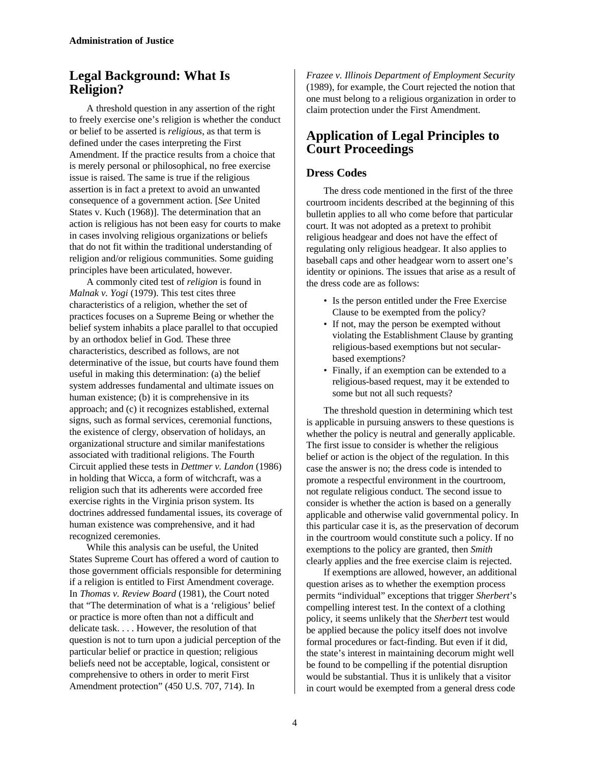## Legal Background: What Is Religion?

A threshold question in any assertion of the right to freely exercise one's religion is whether the conduct or belief to be asserted is *religious*, as that term is defined under the cases interpreting the First Amendment. If the practice results from a choice that is merely personal or philosophical, no free exercise issue is raised. The same is true if the religious assertion is in fact a pretext to avoid an unwanted consequence of a government action. [*See* United States v. Kuch (1968)]. The determination that an action is religious has not been easy for courts to make in cases involving religious organizations or beliefs that do not fit within the traditional understanding of religion and/or religious communities. Some guiding principles have been articulated, however.

A commonly cited test of *religion* is found in *Malnak v. Yogi* (1979). This test cites three characteristics of a religion, whether the set of practices focuses on a Supreme Being or whether the belief system inhabits a place parallel to that occupied by an orthodox belief in God. These three characteristics, described as follows, are not determinative of the issue, but courts have found them useful in making this determination: (a) the belief system addresses fundamental and ultimate issues on human existence; (b) it is comprehensive in its approach; and (c) it recognizes established, external signs, such as formal services, ceremonial functions, the existence of clergy, observation of holidays, an organizational structure and similar manifestations associated with traditional religions. The Fourth Circuit applied these tests in *Dettmer v. Landon* (1986) in holding that Wicca, a form of witchcraft, was a religion such that its adherents were accorded free exercise rights in the Virginia prison system. Its doctrines addressed fundamental issues, its coverage of human existence was comprehensive, and it had recognized ceremonies.

While this analysis can be useful, the United States Supreme Court has offered a word of caution to those government officials responsible for determining if a religion is entitled to First Amendment coverage. In *Thomas v. Review Board* (1981), the Court noted that "The determination of what is a 'religious' belief or practice is more often than not a difficult and delicate task. . . . However, the resolution of that question is not to turn upon a judicial perception of the particular belief or practice in question; religious beliefs need not be acceptable, logical, consistent or comprehensive to others in order to merit First Amendment protection" (450 U.S. 707, 714). In *Frazee v. Illinois Department of Employment Security* (1989), for example, the Court rejected the notion that one must belong to a religious organization in order to claim protection under the First Amendment.

## Application of Legal Principles to Court Proceedings

### Dress Codes

The dress code mentioned in the first of the three courtroom incidents described at the beginning of this bulletin applies to all who come before that particular court. It was not adopted as a pretext to prohibit religious headgear and does not have the effect of regulating only religious headgear. It also applies to baseball caps and other headgear worn to assert one's identity or opinions. The issues that arise as a result of the dress code are as follows:

- Is the person entitled under the Free Exercise Clause to be exempted from the policy?
- If not, may the person be exempted without violating the Establishment Clause by granting religious-based exemptions but not secular-based exemptions?
- Finally, if an exemption can be extended to a religious-based request, may it be extended to some but not all such requests?

The threshold question in determining which test is applicable in pursuing answers to these questions is whether the policy is neutral and generally applicable. The first issue to consider is whether the religious belief or action is the object of the regulation. In this case the answer is no; the dress code is intended to promote a respectful environment in the courtroom, not regulate religious conduct. The second issue to consider is whether the action is based on a generally applicable and otherwise valid governmental policy. In this particular case it is, as the preservation of decorum in the courtroom would constitute such a policy. If no exemptions to the policy are granted, then *Smith* clearly applies and the free exercise claim is rejected.

If exemptions are allowed, however, an additional question arises as to whether the exemption process permits "individual" exceptions that trigger *Sherbert*'s compelling interest test. In the context of a clothing policy, it seems unlikely that the *Sherbert* test would be applied because the policy itself does not involve formal procedures or fact-finding. But even if it did, the state's interest in maintaining decorum might well be found to be compelling if the potential disruption would be substantial. Thus it is unlikely that a visitor in court would be exempted from a general dress code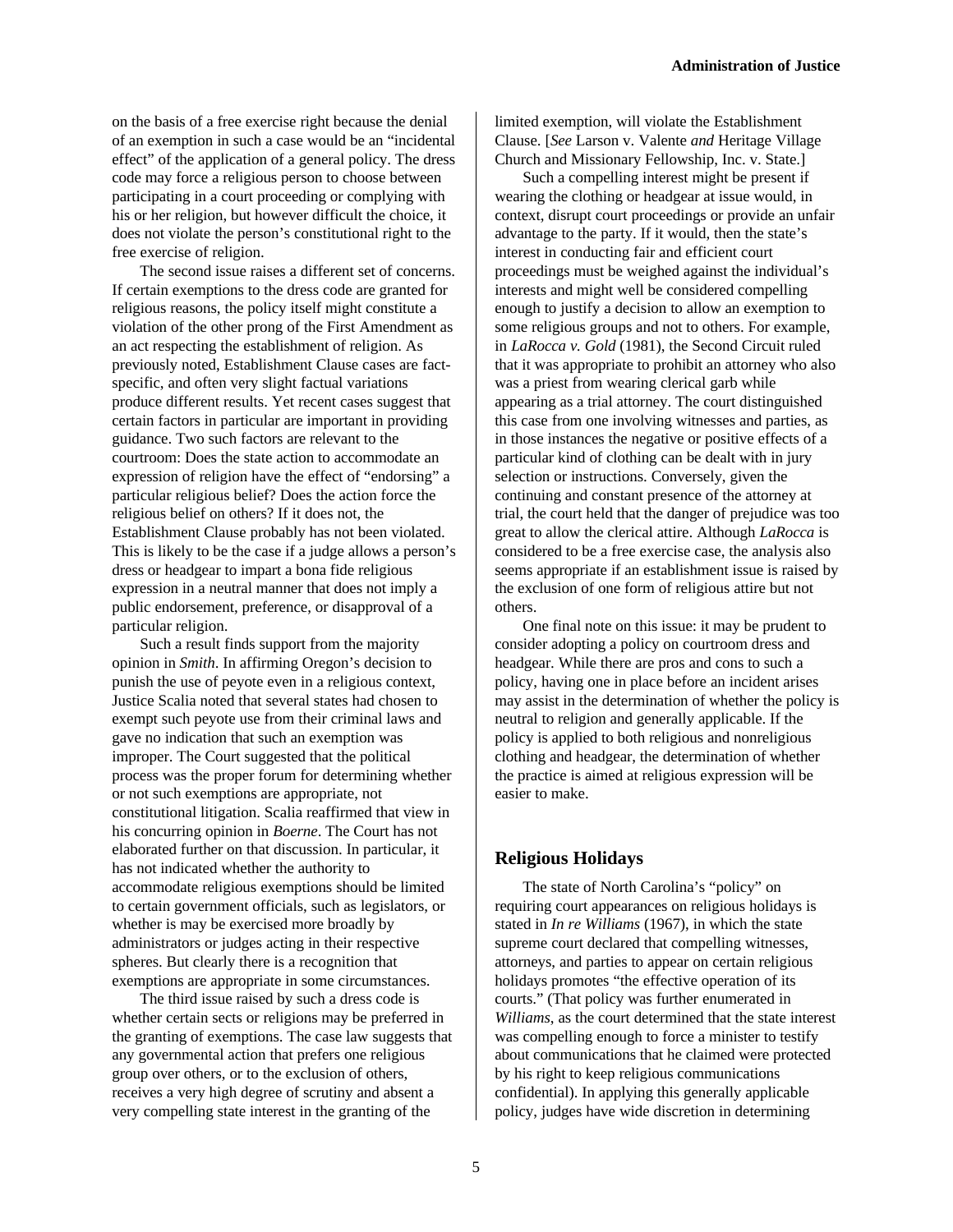on the basis of a free exercise right because the denial of an exemption in such a case would be an "incidental effect" of the application of a general policy. The dress code may force a religious person to choose between participating in a court proceeding or complying with his or her religion, but however difficult the choice, it does not violate the person's constitutional right to the free exercise of religion.

The second issue raises a different set of concerns. If certain exemptions to the dress code are granted for religious reasons, the policy itself might constitute a violation of the other prong of the First Amendment as an act respecting the establishment of religion. As previously noted, Establishment Clause cases are fact-specific, and often very slight factual variations produce different results. Yet recent cases suggest that certain factors in particular are important in providing guidance. Two such factors are relevant to the courtroom: Does the state action to accommodate an expression of religion have the effect of "endorsing" a particular religious belief? Does the action force the religious belief on others? If it does not, the Establishment Clause probably has not been violated. This is likely to be the case if a judge allows a person's dress or headgear to impart a bona fide religious expression in a neutral manner that does not imply a public endorsement, preference, or disapproval of a particular religion.

Such a result finds support from the majority opinion in *Smith*. In affirming Oregon's decision to punish the use of peyote even in a religious context, Justice Scalia noted that several states had chosen to exempt such peyote use from their criminal laws and gave no indication that such an exemption was improper. The Court suggested that the political process was the proper forum for determining whether or not such exemptions are appropriate, not constitutional litigation. Scalia reaffirmed that view in his concurring opinion in *Boerne*. The Court has not elaborated further on that discussion. In particular, it has not indicated whether the authority to accommodate religious exemptions should be limited to certain government officials, such as legislators, or whether is may be exercised more broadly by administrators or judges acting in their respective spheres. But clearly there is a recognition that exemptions are appropriate in some circumstances.

The third issue raised by such a dress code is whether certain sects or religions may be preferred in the granting of exemptions. The case law suggests that any governmental action that prefers one religious group over others, or to the exclusion of others, receives a very high degree of scrutiny and absent a very compelling state interest in the granting of the limited exemption, will violate the Establishment Clause. [*See* Larson v. Valente *and* Heritage Village Church and Missionary Fellowship, Inc. v. State.]

Such a compelling interest might be present if wearing the clothing or headgear at issue would, in context, disrupt court proceedings or provide an unfair advantage to the party. If it would, then the state's interest in conducting fair and efficient court proceedings must be weighed against the individual's interests and might well be considered compelling enough to justify a decision to allow an exemption to some religious groups and not to others. For example, in *LaRocca v. Gold* (1981), the Second Circuit ruled that it was appropriate to prohibit an attorney who also was a priest from wearing clerical garb while appearing as a trial attorney. The court distinguished this case from one involving witnesses and parties, as in those instances the negative or positive effects of a particular kind of clothing can be dealt with in jury selection or instructions. Conversely, given the continuing and constant presence of the attorney at trial, the court held that the danger of prejudice was too great to allow the clerical attire. Although *LaRocca* is considered to be a free exercise case, the analysis also seems appropriate if an establishment issue is raised by the exclusion of one form of religious attire but not others.

One final note on this issue: it may be prudent to consider adopting a policy on courtroom dress and headgear. While there are pros and cons to such a policy, having one in place before an incident arises may assist in the determination of whether the policy is neutral to religion and generally applicable. If the policy is applied to both religious and nonreligious clothing and headgear, the determination of whether the practice is aimed at religious expression will be easier to make.

## Religious Holidays

The state of North Carolina's "policy" on requiring court appearances on religious holidays is stated in *In re Williams* (1967), in which the state supreme court declared that compelling witnesses, attorneys, and parties to appear on certain religious holidays promotes "the effective operation of its courts." (That policy was further enumerated in *Williams*, as the court determined that the state interest was compelling enough to force a minister to testify about communications that he claimed were protected by his right to keep religious communications confidential). In applying this generally applicable policy, judges have wide discretion in determining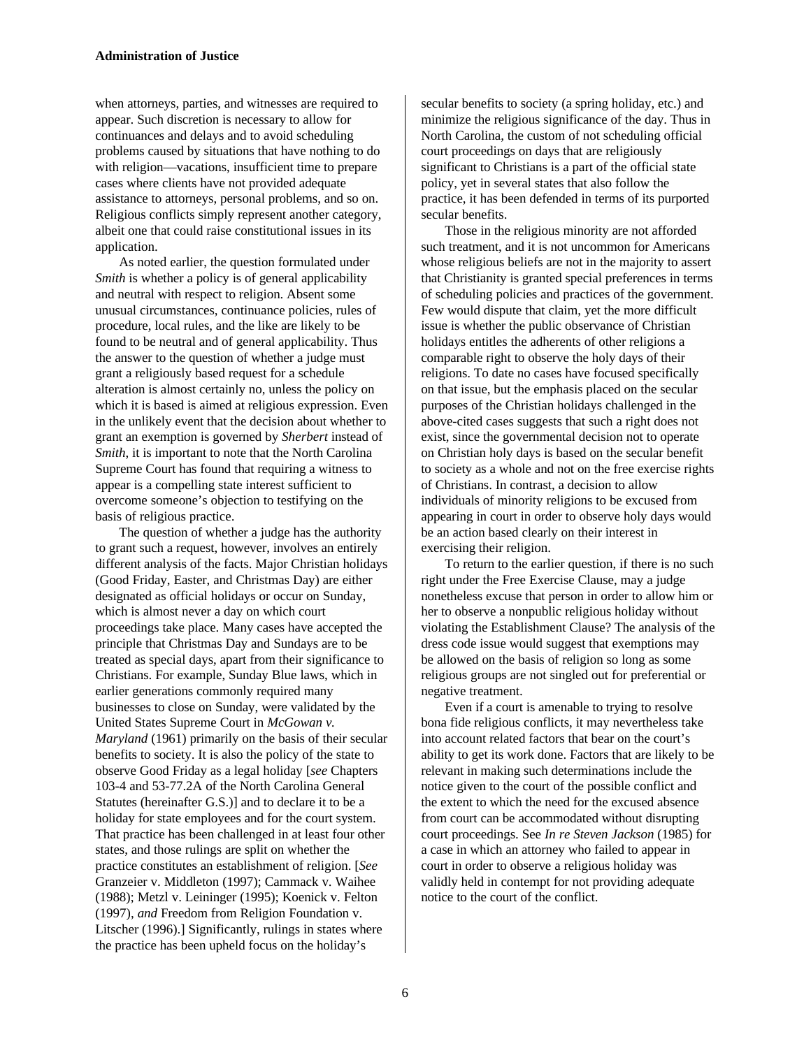when attorneys, parties, and witnesses are required to appear. Such discretion is necessary to allow for continuances and delays and to avoid scheduling problems caused by situations that have nothing to do with religion—vacations, insufficient time to prepare cases where clients have not provided adequate assistance to attorneys, personal problems, and so on. Religious conflicts simply represent another category, albeit one that could raise constitutional issues in its application.

As noted earlier, the question formulated under *Smith* is whether a policy is of general applicability and neutral with respect to religion. Absent some unusual circumstances, continuance policies, rules of procedure, local rules, and the like are likely to be found to be neutral and of general applicability. Thus the answer to the question of whether a judge must grant a religiously based request for a schedule alteration is almost certainly no, unless the policy on which it is based is aimed at religious expression. Even in the unlikely event that the decision about whether to grant an exemption is governed by *Sherbert* instead of *Smith*, it is important to note that the North Carolina Supreme Court has found that requiring a witness to appear is a compelling state interest sufficient to overcome someone's objection to testifying on the basis of religious practice.

The question of whether a judge has the authority to grant such a request, however, involves an entirely different analysis of the facts. Major Christian holidays (Good Friday, Easter, and Christmas Day) are either designated as official holidays or occur on Sunday, which is almost never a day on which court proceedings take place. Many cases have accepted the principle that Christmas Day and Sundays are to be treated as special days, apart from their significance to Christians. For example, Sunday Blue laws, which in earlier generations commonly required many businesses to close on Sunday, were validated by the United States Supreme Court in *McGowan v. Maryland* (1961) primarily on the basis of their secular benefits to society. It is also the policy of the state to observe Good Friday as a legal holiday [*see* Chapters 103-4 and 53-77.2A of the North Carolina General Statutes (hereinafter G.S.)] and to declare it to be a holiday for state employees and for the court system. That practice has been challenged in at least four other states, and those rulings are split on whether the practice constitutes an establishment of religion. [*See* Granzeier v. Middleton (1997); Cammack v. Waihee (1988); Metzl v. Leininger (1995); Koenick v. Felton (1997), *and* Freedom from Religion Foundation v. Litscher (1996).] Significantly, rulings in states where the practice has been upheld focus on the holiday's secular benefits to society (a spring holiday, etc.) and minimize the religious significance of the day. Thus in North Carolina, the custom of not scheduling official court proceedings on days that are religiously significant to Christians is a part of the official state policy, yet in several states that also follow the practice, it has been defended in terms of its purported secular benefits.

Those in the religious minority are not afforded such treatment, and it is not uncommon for Americans whose religious beliefs are not in the majority to assert that Christianity is granted special preferences in terms of scheduling policies and practices of the government. Few would dispute that claim, yet the more difficult issue is whether the public observance of Christian holidays entitles the adherents of other religions a comparable right to observe the holy days of their religions. To date no cases have focused specifically on that issue, but the emphasis placed on the secular purposes of the Christian holidays challenged in the above-cited cases suggests that such a right does not exist, since the governmental decision not to operate on Christian holy days is based on the secular benefit to society as a whole and not on the free exercise rights of Christians. In contrast, a decision to allow individuals of minority religions to be excused from appearing in court in order to observe holy days would be an action based clearly on their interest in exercising their religion.

To return to the earlier question, if there is no such right under the Free Exercise Clause, may a judge nonetheless excuse that person in order to allow him or her to observe a nonpublic religious holiday without violating the Establishment Clause? The analysis of the dress code issue would suggest that exemptions may be allowed on the basis of religion so long as some religious groups are not singled out for preferential or negative treatment.

Even if a court is amenable to trying to resolve bona fide religious conflicts, it may nevertheless take into account related factors that bear on the court's ability to get its work done. Factors that are likely to be relevant in making such determinations include the notice given to the court of the possible conflict and the extent to which the need for the excused absence from court can be accommodated without disrupting court proceedings. See *In re Steven Jackson* (1985) for a case in which an attorney who failed to appear in court in order to observe a religious holiday was validly held in contempt for not providing adequate notice to the court of the conflict.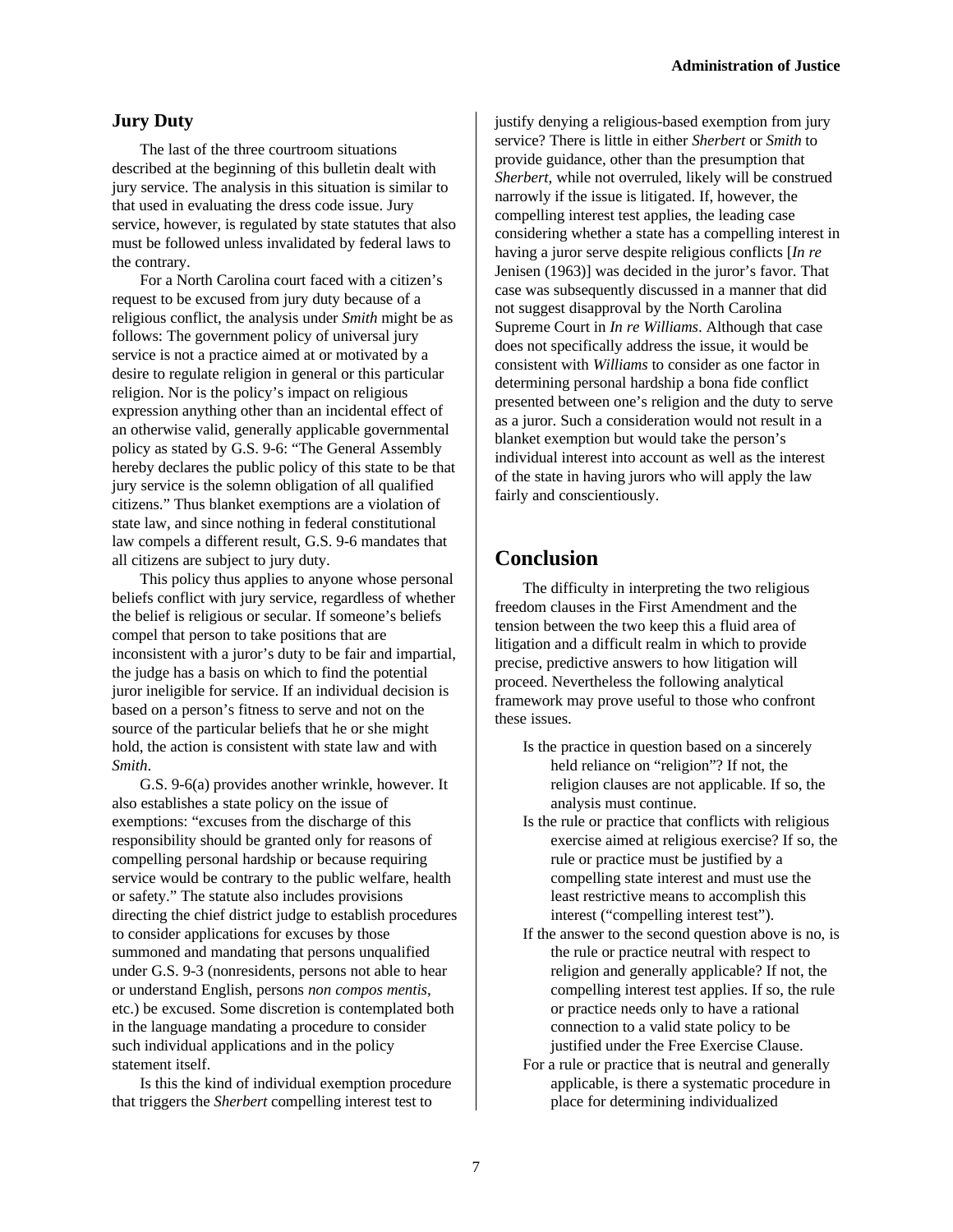## Jury Duty

The last of the three courtroom situations described at the beginning of this bulletin dealt with jury service. The analysis in this situation is similar to that used in evaluating the dress code issue. Jury service, however, is regulated by state statutes that also must be followed unless invalidated by federal laws to the contrary.

For a North Carolina court faced with a citizen's request to be excused from jury duty because of a religious conflict, the analysis under *Smith* might be as follows: The government policy of universal jury service is not a practice aimed at or motivated by a desire to regulate religion in general or this particular religion. Nor is the policy's impact on religious expression anything other than an incidental effect of an otherwise valid, generally applicable governmental policy as stated by G.S. 9-6: "The General Assembly hereby declares the public policy of this state to be that jury service is the solemn obligation of all qualified citizens." Thus blanket exemptions are a violation of state law, and since nothing in federal constitutional law compels a different result, G.S. 9-6 mandates that all citizens are subject to jury duty.

This policy thus applies to anyone whose personal beliefs conflict with jury service, regardless of whether the belief is religious or secular. If someone's beliefs compel that person to take positions that are inconsistent with a juror's duty to be fair and impartial, the judge has a basis on which to find the potential juror ineligible for service. If an individual decision is based on a person's fitness to serve and not on the source of the particular beliefs that he or she might hold, the action is consistent with state law and with *Smith*.

G.S. 9-6(a) provides another wrinkle, however. It also establishes a state policy on the issue of exemptions: "excuses from the discharge of this responsibility should be granted only for reasons of compelling personal hardship or because requiring service would be contrary to the public welfare, health or safety." The statute also includes provisions directing the chief district judge to establish procedures to consider applications for excuses by those summoned and mandating that persons unqualified under G.S. 9-3 (nonresidents, persons not able to hear or understand English, persons *non compos mentis*, etc.) be excused. Some discretion is contemplated both in the language mandating a procedure to consider such individual applications and in the policy statement itself.

Is this the kind of individual exemption procedure that triggers the *Sherbert* compelling interest test to justify denying a religious-based exemption from jury service? There is little in either *Sherbert* or *Smith* to provide guidance, other than the presumption that *Sherbert*, while not overruled, likely will be construed narrowly if the issue is litigated. If, however, the compelling interest test applies, the leading case considering whether a state has a compelling interest in having a juror serve despite religious conflicts [*In re* Jenisen (1963)] was decided in the juror's favor. That case was subsequently discussed in a manner that did not suggest disapproval by the North Carolina Supreme Court in *In re Williams*. Although that case does not specifically address the issue, it would be consistent with *Williams* to consider as one factor in determining personal hardship a bona fide conflict presented between one's religion and the duty to serve as a juror. Such a consideration would not result in a blanket exemption but would take the person's individual interest into account as well as the interest of the state in having jurors who will apply the law fairly and conscientiously.

# Conclusion

The difficulty in interpreting the two religious freedom clauses in the First Amendment and the tension between the two keep this a fluid area of litigation and a difficult realm in which to provide precise, predictive answers to how litigation will proceed. Nevertheless the following analytical framework may prove useful to those who confront these issues.

- Is the practice in question based on a sincerely held reliance on "religion"? If not, the religion clauses are not applicable. If so, the analysis must continue.
- Is the rule or practice that conflicts with religious exercise aimed at religious exercise? If so, the rule or practice must be justified by a compelling state interest and must use the least restrictive means to accomplish this interest ("compelling interest test").
- If the answer to the second question above is no, is the rule or practice neutral with respect to religion and generally applicable? If not, the compelling interest test applies. If so, the rule or practice needs only to have a rational connection to a valid state policy to be justified under the Free Exercise Clause.
- For a rule or practice that is neutral and generally applicable, is there a systematic procedure in place for determining individualized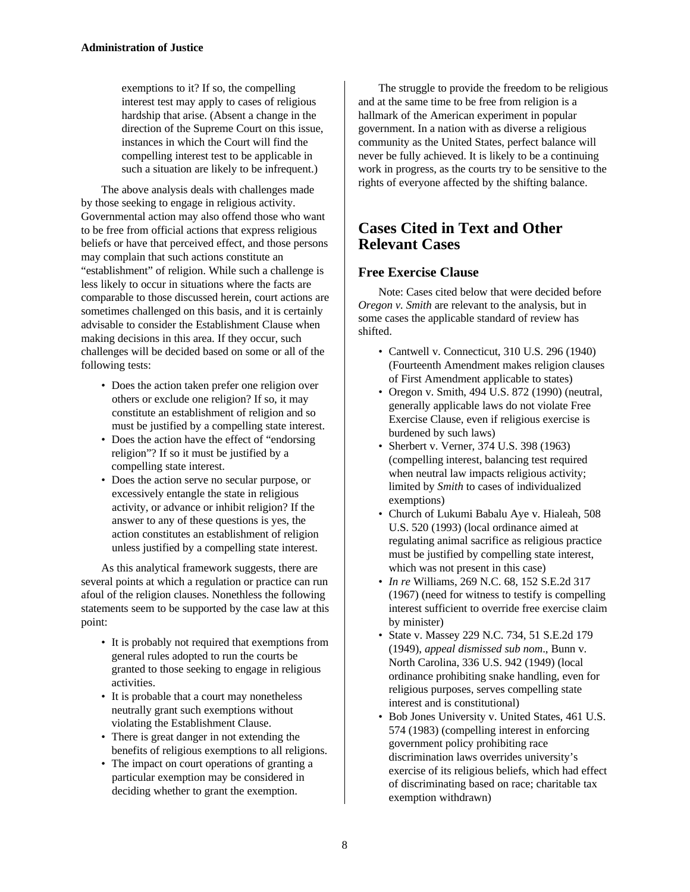exemptions to it? If so, the compelling interest test may apply to cases of religious hardship that arise. (Absent a change in the direction of the Supreme Court on this issue, instances in which the Court will find the compelling interest test to be applicable in such a situation are likely to be infrequent.)

The above analysis deals with challenges made by those seeking to engage in religious activity. Governmental action may also offend those who want to be free from official actions that express religious beliefs or have that perceived effect, and those persons may complain that such actions constitute an "establishment" of religion. While such a challenge is less likely to occur in situations where the facts are comparable to those discussed herein, court actions are sometimes challenged on this basis, and it is certainly advisable to consider the Establishment Clause when making decisions in this area. If they occur, such challenges will be decided based on some or all of the following tests:

- Does the action taken prefer one religion over others or exclude one religion? If so, it may constitute an establishment of religion and so must be justified by a compelling state interest.
- Does the action have the effect of "endorsing religion"? If so it must be justified by a compelling state interest.
- Does the action serve no secular purpose, or excessively entangle the state in religious activity, or advance or inhibit religion? If the answer to any of these questions is yes, the action constitutes an establishment of religion unless justified by a compelling state interest.

As this analytical framework suggests, there are several points at which a regulation or practice can run afoul of the religion clauses. Nonetheless the following statements seem to be supported by the case law at this point:

- It is probably not required that exemptions from general rules adopted to run the courts be granted to those seeking to engage in religious activities.
- It is probable that a court may nonetheless neutrally grant such exemptions without violating the Establishment Clause.
- There is great danger in not extending the benefits of religious exemptions to all religions.
- The impact on court operations of granting a particular exemption may be considered in deciding whether to grant the exemption.

The struggle to provide the freedom to be religious and at the same time to be free from religion is a hallmark of the American experiment in popular government. In a nation with as diverse a religious community as the United States, perfect balance will never be fully achieved. It is likely to be a continuing work in progress, as the courts try to be sensitive to the rights of everyone affected by the shifting balance.

## Cases Cited in Text and Other Relevant Cases

### Free Exercise Clause

Note: Cases cited below that were decided before *Oregon v. Smith* are relevant to the analysis, but in some cases the applicable standard of review has shifted.

- Cantwell v. Connecticut, 310 U.S. 296 (1940) (Fourteenth Amendment makes religion clauses of First Amendment applicable to states)
- Oregon v. Smith, 494 U.S. 872 (1990) (neutral, generally applicable laws do not violate Free Exercise Clause, even if religious exercise is burdened by such laws)
- Sherbert v. Verner, 374 U.S. 398 (1963) (compelling interest, balancing test required when neutral law impacts religious activity; limited by *Smith* to cases of individualized exemptions)
- Church of Lukumi Babalu Aye v. Hialeah, 508 U.S. 520 (1993) (local ordinance aimed at regulating animal sacrifice as religious practice must be justified by compelling state interest, which was not present in this case)
- *In re* Williams, 269 N.C. 68, 152 S.E.2d 317 (1967) (need for witness to testify is compelling interest sufficient to override free exercise claim by minister)
- State v. Massey 229 N.C. 734, 51 S.E.2d 179 (1949), *appeal dismissed sub nom*., Bunn v. North Carolina, 336 U.S. 942 (1949) (local ordinance prohibiting snake handling, even for religious purposes, serves compelling state interest and is constitutional)
- Bob Jones University v. United States, 461 U.S. 574 (1983) (compelling interest in enforcing government policy prohibiting race discrimination laws overrides university's exercise of its religious beliefs, which had effect of discriminating based on race; charitable tax exemption withdrawn)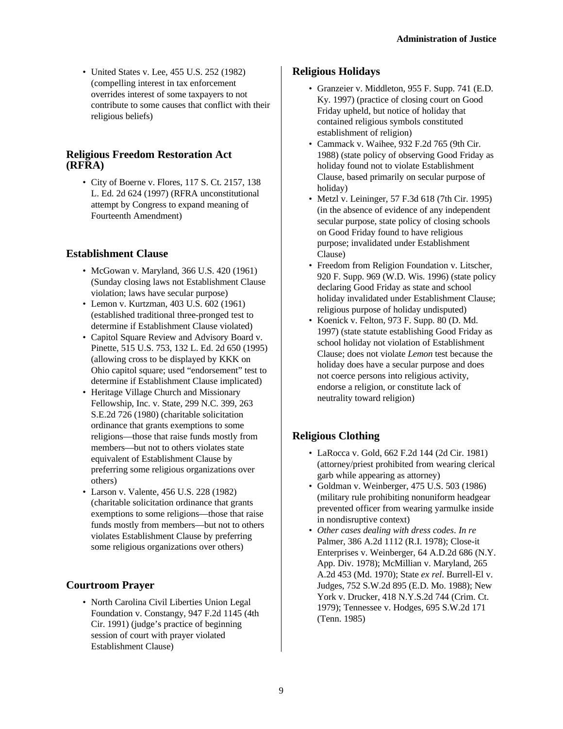- United States v. Lee, 455 U.S. 252 (1982) (compelling interest in tax enforcement overrides interest of some taxpayers to not contribute to some causes that conflict with their religious beliefs)

## Religious Freedom Restoration Act (RFRA)

- City of Boerne v. Flores, 117 S. Ct. 2157, 138 L. Ed. 2d 624 (1997) (RFRA unconstitutional attempt by Congress to expand meaning of Fourteenth Amendment)

## Establishment Clause

- McGowan v. Maryland, 366 U.S. 420 (1961) (Sunday closing laws not Establishment Clause violation; laws have secular purpose)
- Lemon v. Kurtzman, 403 U.S. 602 (1961) (established traditional three-pronged test to determine if Establishment Clause violated)
- Capitol Square Review and Advisory Board v. Pinette, 515 U.S. 753, 132 L. Ed. 2d 650 (1995) (allowing cross to be displayed by KKK on Ohio capitol square; used "endorsement" test to determine if Establishment Clause implicated)
- Heritage Village Church and Missionary Fellowship, Inc. v. State, 299 N.C. 399, 263 S.E.2d 726 (1980) (charitable solicitation ordinance that grants exemptions to some religions—those that raise funds mostly from members—but not to others violates state equivalent of Establishment Clause by preferring some religious organizations over others)
- Larson v. Valente, 456 U.S. 228 (1982) (charitable solicitation ordinance that grants exemptions to some religions—those that raise funds mostly from members—but not to others violates Establishment Clause by preferring some religious organizations over others)

## Courtroom Prayer

- North Carolina Civil Liberties Union Legal Foundation v. Constangy, 947 F.2d 1145 (4th Cir. 1991) (judge's practice of beginning session of court with prayer violated Establishment Clause)

## Religious Holidays

- Granzeier v. Middleton, 955 F. Supp. 741 (E.D. Ky. 1997) (practice of closing court on Good Friday upheld, but notice of holiday that contained religious symbols constituted establishment of religion)
- Cammack v. Waihee, 932 F.2d 765 (9th Cir. 1988) (state policy of observing Good Friday as holiday found not to violate Establishment Clause, based primarily on secular purpose of holiday)
- Metzl v. Leininger, 57 F.3d 618 (7th Cir. 1995) (in the absence of evidence of any independent secular purpose, state policy of closing schools on Good Friday found to have religious purpose; invalidated under Establishment Clause)
- Freedom from Religion Foundation v. Litscher, 920 F. Supp. 969 (W.D. Wis. 1996) (state policy declaring Good Friday as state and school holiday invalidated under Establishment Clause; religious purpose of holiday undisputed)
- Koenick v. Felton, 973 F. Supp. 80 (D. Md. 1997) (state statute establishing Good Friday as school holiday not violation of Establishment Clause; does not violate *Lemon* test because the holiday does have a secular purpose and does not coerce persons into religious activity, endorse a religion, or constitute lack of neutrality toward religion)

## Religious Clothing

- LaRocca v. Gold, 662 F.2d 144 (2d Cir. 1981) (attorney/priest prohibited from wearing clerical garb while appearing as attorney)
- Goldman v. Weinberger, 475 U.S. 503 (1986) (military rule prohibiting nonuniform headgear prevented officer from wearing yarmulke inside in nondisruptive context)
- *Other cases dealing with dress codes*. *In re* Palmer, 386 A.2d 1112 (R.I. 1978); Close-it Enterprises v. Weinberger, 64 A.D.2d 686 (N.Y. App. Div. 1978); McMillian v. Maryland, 265 A.2d 453 (Md. 1970); State *ex rel*. Burrell-El v. Judges, 752 S.W.2d 895 (E.D. Mo. 1988); New York v. Drucker, 418 N.Y.S.2d 744 (Crim. Ct. 1979); Tennessee v. Hodges, 695 S.W.2d 171 (Tenn. 1985)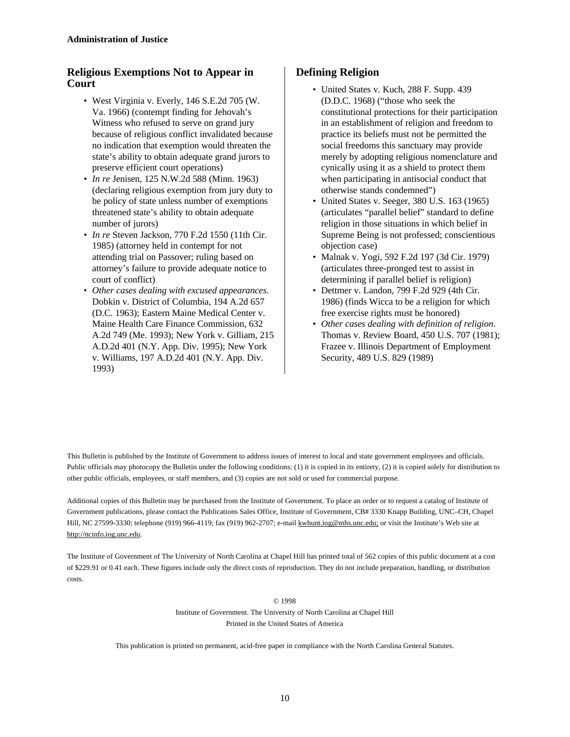## Religious Exemptions Not to Appear in Court

- West Virginia v. Everly, 146 S.E.2d 705 (W. Va. 1966) (contempt finding for Jehovah's Witness who refused to serve on grand jury because of religious conflict invalidated because no indication that exemption would threaten the state's ability to obtain adequate grand jurors to preserve efficient court operations)
- *In re* Jenisen, 125 N.W.2d 588 (Minn. 1963) (declaring religious exemption from jury duty to be policy of state unless number of exemptions threatened state's ability to obtain adequate number of jurors)
- *In re* Steven Jackson, 770 F.2d 1550 (11th Cir. 1985) (attorney held in contempt for not attending trial on Passover; ruling based on attorney's failure to provide adequate notice to court of conflict)
- *Other cases dealing with excused appearances*. Dobkin v. District of Columbia, 194 A.2d 657 (D.C. 1963); Eastern Maine Medical Center v. Maine Health Care Finance Commission, 632 A.2d 749 (Me. 1993); New York v. Gilliam, 215 A.D.2d 401 (N.Y. App. Div. 1995); New York v. Williams, 197 A.D.2d 401 (N.Y. App. Div. 1993)

## Defining Religion

- United States v. Kuch, 288 F. Supp. 439 (D.D.C. 1968) ("those who seek the constitutional protections for their participation in an establishment of religion and freedom to practice its beliefs must not be permitted the social freedoms this sanctuary may provide merely by adopting religious nomenclature and cynically using it as a shield to protect them when participating in antisocial conduct that otherwise stands condemned")
- United States v. Seeger, 380 U.S. 163 (1965) (articulates "parallel belief" standard to define religion in those situations in which belief in Supreme Being is not professed; conscientious objection case)
- Malnak v. Yogi, 592 F.2d 197 (3d Cir. 1979) (articulates three-pronged test to assist in determining if parallel belief is religion)
- Dettmer v. Landon, 799 F.2d 929 (4th Cir. 1986) (finds Wicca to be a religion for which free exercise rights must be honored)
- *Other cases dealing with definition of religion*. Thomas v. Review Board, 450 U.S. 707 (1981); Frazee v. Illinois Department of Employment Security, 489 U.S. 829 (1989)

This Bulletin is published by the Institute of Government to address issues of interest to local and state government employees and officials. Public officials may photocopy the Bulletin under the following conditions: (1) it is copied in its entirety, (2) it is copied solely for distribution to other public officials, employees, or staff members, and (3) copies are not sold or used for commercial purpose.

Additional copies of this Bulletin may be purchased from the Institute of Government. To place an order or to request a catalog of Institute of Government publications, please contact the Publications Sales Office, Institute of Government, CB# 3330 Knapp Building, UNC–CH, Chapel Hill, NC 27599-3330; telephone (919) 966-4119; fax (919) 962-2707; e-mail kwhunt.iog@mhs.unc.edu; or visit the Institute's Web site at http://ncinfo.iog.unc.edu.

The Institute of Government of The University of North Carolina at Chapel Hill has printed total of 562 copies of this public document at a cost of $229.91 or 0.41 each. These figures include only the direct costs of reproduction. They do not include preparation, handling, or distribution costs.

© 1998
Institute of Government. The University of North Carolina at Chapel Hill
Printed in the United States of America

This publication is printed on permanent, acid-free paper in compliance with the North Carolina General Statutes.